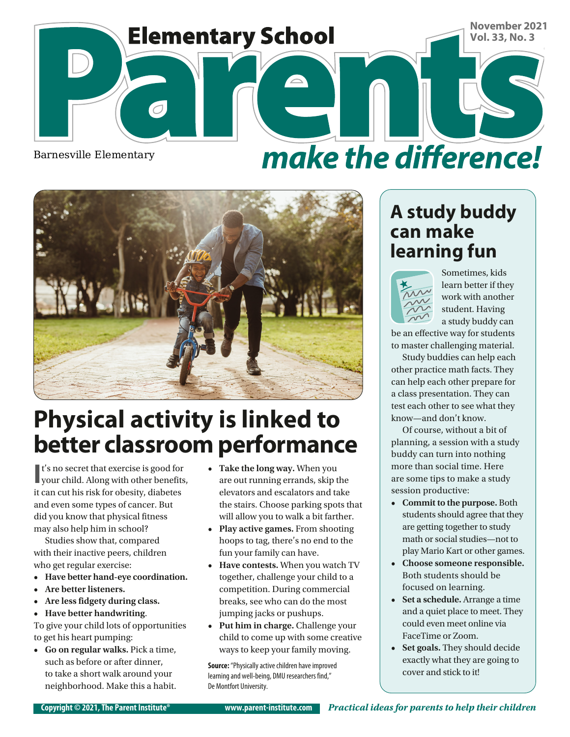# Elementary School Parents make the difference!

November 2021
Vol. 33, No. 3

Barnesville Elementary

## Physical activity is linked to better classroom performance

It's no secret that exercise is good for your child. Along with other benefits, it can cut his risk for obesity, diabetes and even some types of cancer. But did you know that physical fitness may also help him in school?

Studies show that, compared with their inactive peers, children who get regular exercise:

- **Have better hand-eye coordination.**
- **Are better listeners.**
- **Are less fidgety during class.**
- **Have better handwriting**.

To give your child lots of opportunities to get his heart pumping:

- **Go on regular walks.** Pick a time, such as before or after dinner, to take a short walk around your neighborhood. Make this a habit.
- **Take the long way.** When you are out running errands, skip the elevators and escalators and take the stairs. Choose parking spots that will allow you to walk a bit farther.
- **Play active games.** From shooting hoops to tag, there's no end to the fun your family can have.
- **Have contests.** When you watch TV together, challenge your child to a competition. During commercial breaks, see who can do the most jumping jacks or pushups.
- **Put him in charge.** Challenge your child to come up with some creative ways to keep your family moving.

**Source:** "Physically active children have improved learning and well-being, DMU researchers find," De Montfort University.

## A study buddy can make learning fun

Sometimes, kids learn better if they work with another student. Having a study buddy can be an effective way for students to master challenging material.

Study buddies can help each other practice math facts. They can help each other prepare for a class presentation. They can test each other to see what they know—and don't know.

Of course, without a bit of planning, a session with a study buddy can turn into nothing more than social time. Here are some tips to make a study session productive:

- **Commit to the purpose.** Both students should agree that they are getting together to study math or social studies—not to play Mario Kart or other games.
- **Choose someone responsible.** Both students should be focused on learning.
- **Set a schedule.** Arrange a time and a quiet place to meet. They could even meet online via FaceTime or Zoom.
- **Set goals.** They should decide exactly what they are going to cover and stick to it!

Copyright © 2021, The Parent Institute® www.parent-institute.com *Practical ideas for parents to help their children*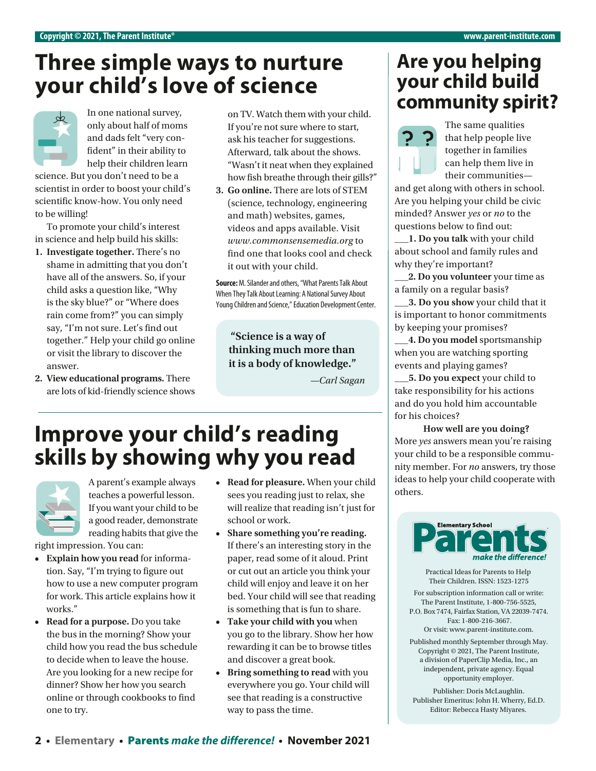# Three simple ways to nurture your child's love of science

In one national survey, only about half of moms and dads felt "very confident" in their ability to help their children learn science. But you don't need to be a scientist in order to boost your child's scientific know-how. You only need to be willing!

To promote your child's interest in science and help build his skills:

1. **Investigate together.** There's no shame in admitting that you don't have all of the answers. So, if your child asks a question like, "Why is the sky blue?" or "Where does rain come from?" you can simply say, "I'm not sure. Let's find out together." Help your child go online or visit the library to discover the answer.
2. **View educational programs.** There are lots of kid-friendly science shows on TV. Watch them with your child. If you're not sure where to start, ask his teacher for suggestions. Afterward, talk about the shows. "Wasn't it neat when they explained how fish breathe through their gills?"
3. **Go online.** There are lots of STEM (science, technology, engineering and math) websites, games, videos and apps available. Visit *www.commonsensemedia.org* to find one that looks cool and check it out with your child.

**Source:** M. Silander and others, "What Parents Talk About When They Talk About Learning: A National Survey About Young Children and Science," Education Development Center.

> **"Science is a way of thinking much more than it is a body of knowledge."**
>
> *—Carl Sagan*

# Improve your child's reading skills by showing why you read

A parent's example always teaches a powerful lesson. If you want your child to be a good reader, demonstrate reading habits that give the right impression. You can:

- **Explain how you read** for information. Say, "I'm trying to figure out how to use a new computer program for work. This article explains how it works."
- **Read for a purpose.** Do you take the bus in the morning? Show your child how you read the bus schedule to decide when to leave the house. Are you looking for a new recipe for dinner? Show her how you search online or through cookbooks to find one to try.
- **Read for pleasure.** When your child sees you reading just to relax, she will realize that reading isn't just for school or work.
- **Share something you're reading.** If there's an interesting story in the paper, read some of it aloud. Print or cut out an article you think your child will enjoy and leave it on her bed. Your child will see that reading is something that is fun to share.
- **Take your child with you** when you go to the library. Show her how rewarding it can be to browse titles and discover a great book.
- **Bring something to read** with you everywhere you go. Your child will see that reading is a constructive way to pass the time.

# Are you helping your child build community spirit?

The same qualities that help people live together in families can help them live in their communities—and get along with others in school. Are you helping your child be civic minded? Answer *yes* or *no* to the questions below to find out:

\_\_\_**1. Do you talk** with your child about school and family rules and why they're important?

\_\_\_**2. Do you volunteer** your time as a family on a regular basis?

\_\_\_**3. Do you show** your child that it is important to honor commitments by keeping your promises?

\_\_\_**4. Do you model** sportsmanship when you are watching sporting events and playing games?

\_\_\_**5. Do you expect** your child to take responsibility for his actions and do you hold him accountable for his choices?

**How well are you doing?**

More *yes* answers mean you're raising your child to be a responsible community member. For *no* answers, try those ideas to help your child cooperate with others.

---

**Elementary School Parents** *make the difference!*

Practical Ideas for Parents to Help Their Children. ISSN: 1523-1275

For subscription information call or write: The Parent Institute, 1-800-756-5525, P.O. Box 7474, Fairfax Station, VA 22039-7474. Fax: 1-800-216-3667. Or visit: www.parent-institute.com.

Published monthly September through May. Copyright © 2021, The Parent Institute, a division of PaperClip Media, Inc., an independent, private agency. Equal opportunity employer.

Publisher: Doris McLaughlin.
Publisher Emeritus: John H. Wherry, Ed.D.
Editor: Rebecca Hasty Miyares.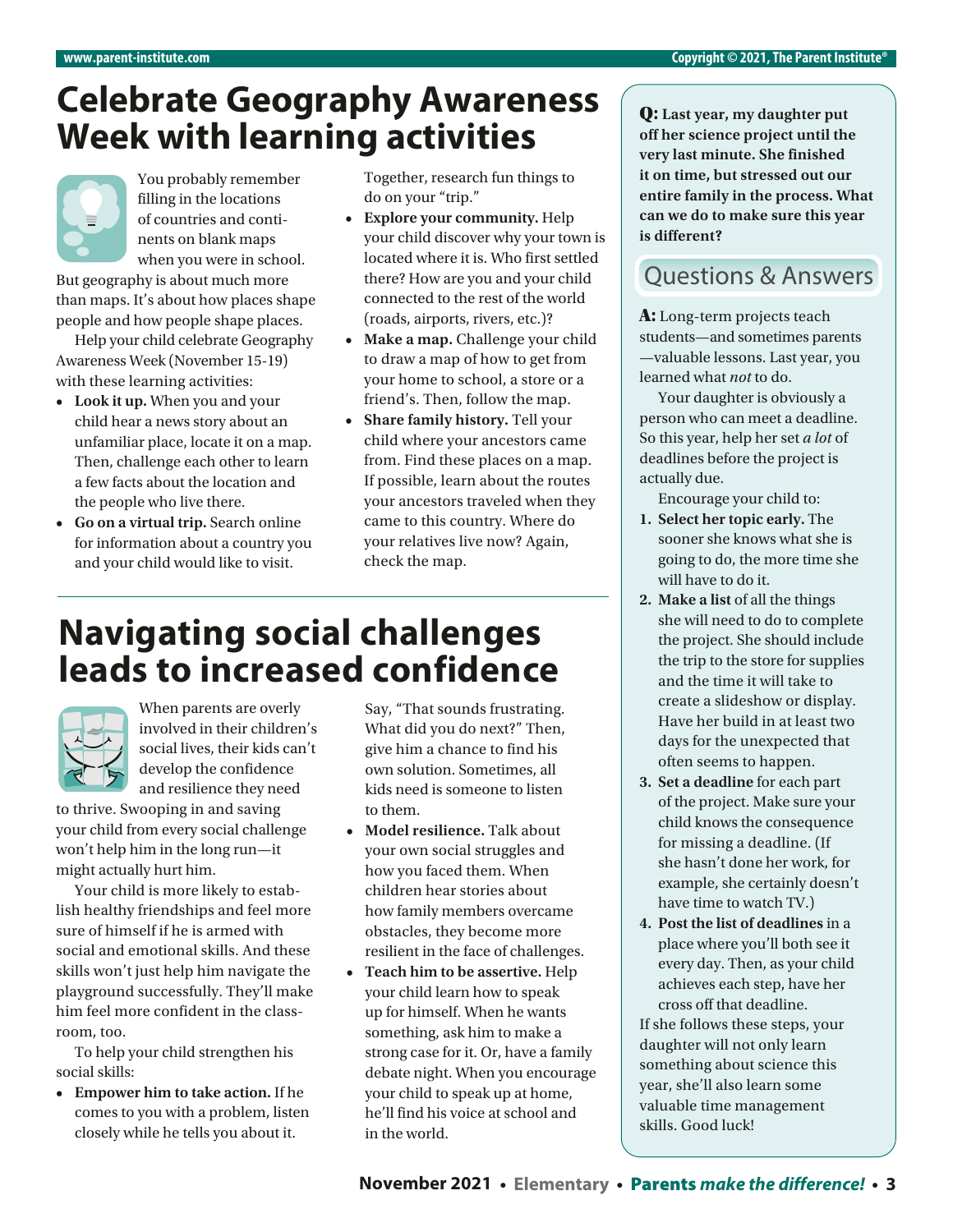# Celebrate Geography Awareness Week with learning activities

You probably remember filling in the locations of countries and continents on blank maps when you were in school. But geography is about much more than maps. It's about how places shape people and how people shape places.

Help your child celebrate Geography Awareness Week (November 15-19) with these learning activities:

- **Look it up.** When you and your child hear a news story about an unfamiliar place, locate it on a map. Then, challenge each other to learn a few facts about the location and the people who live there.
- **Go on a virtual trip.** Search online for information about a country you and your child would like to visit. Together, research fun things to do on your "trip."
- **Explore your community.** Help your child discover why your town is located where it is. Who first settled there? How are you and your child connected to the rest of the world (roads, airports, rivers, etc.)?
- **Make a map.** Challenge your child to draw a map of how to get from your home to school, a store or a friend's. Then, follow the map.
- **Share family history.** Tell your child where your ancestors came from. Find these places on a map. If possible, learn about the routes your ancestors traveled when they came to this country. Where do your relatives live now? Again, check the map.

# Navigating social challenges leads to increased confidence

When parents are overly involved in their children's social lives, their kids can't develop the confidence and resilience they need to thrive. Swooping in and saving your child from every social challenge won't help him in the long run—it might actually hurt him.

Your child is more likely to establish healthy friendships and feel more sure of himself if he is armed with social and emotional skills. And these skills won't just help him navigate the playground successfully. They'll make him feel more confident in the classroom, too.

To help your child strengthen his social skills:

- **Empower him to take action.** If he comes to you with a problem, listen closely while he tells you about it. Say, "That sounds frustrating. What did you do next?" Then, give him a chance to find his own solution. Sometimes, all kids need is someone to listen to them.
- **Model resilience.** Talk about your own social struggles and how you faced them. When children hear stories about how family members overcame obstacles, they become more resilient in the face of challenges.
- **Teach him to be assertive.** Help your child learn how to speak up for himself. When he wants something, ask him to make a strong case for it. Or, have a family debate night. When you encourage your child to speak up at home, he'll find his voice at school and in the world.

## Questions & Answers

**Q: Last year, my daughter put off her science project until the very last minute. She finished it on time, but stressed out our entire family in the process. What can we do to make sure this year is different?**

**A:** Long-term projects teach students—and sometimes parents—valuable lessons. Last year, you learned what *not* to do.

Your daughter is obviously a person who can meet a deadline. So this year, help her set *a lot* of deadlines before the project is actually due.

Encourage your child to:

1. **Select her topic early.** The sooner she knows what she is going to do, the more time she will have to do it.
2. **Make a list** of all the things she will need to do to complete the project. She should include the trip to the store for supplies and the time it will take to create a slideshow or display. Have her build in at least two days for the unexpected that often seems to happen.
3. **Set a deadline** for each part of the project. Make sure your child knows the consequence for missing a deadline. (If she hasn't done her work, for example, she certainly doesn't have time to watch TV.)
4. **Post the list of deadlines** in a place where you'll both see it every day. Then, as your child achieves each step, have her cross off that deadline.

If she follows these steps, your daughter will not only learn something about science this year, she'll also learn some valuable time management skills. Good luck!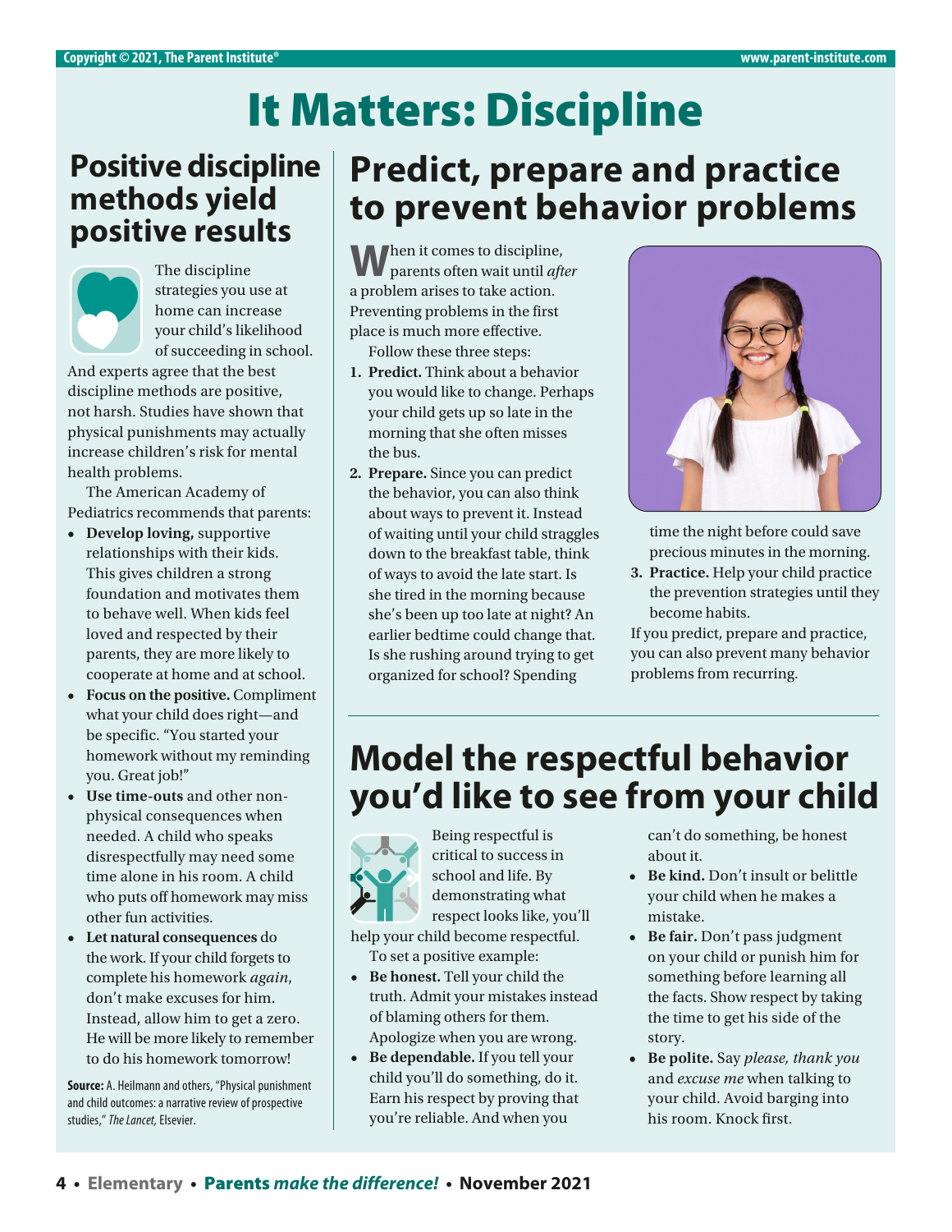# It Matters: Discipline

## Positive discipline methods yield positive results

The discipline strategies you use at home can increase your child's likelihood of succeeding in school. And experts agree that the best discipline methods are positive, not harsh. Studies have shown that physical punishments may actually increase children's risk for mental health problems.

The American Academy of Pediatrics recommends that parents:

- **Develop loving,** supportive relationships with their kids. This gives children a strong foundation and motivates them to behave well. When kids feel loved and respected by their parents, they are more likely to cooperate at home and at school.
- **Focus on the positive.** Compliment what your child does right—and be specific. "You started your homework without my reminding you. Great job!"
- **Use time-outs** and other non-physical consequences when needed. A child who speaks disrespectfully may need some time alone in his room. A child who puts off homework may miss other fun activities.
- **Let natural consequences** do the work. If your child forgets to complete his homework *again*, don't make excuses for him. Instead, allow him to get a zero. He will be more likely to remember to do his homework tomorrow!

**Source:** A. Heilmann and others, "Physical punishment and child outcomes: a narrative review of prospective studies," *The Lancet,* Elsevier.

## Predict, prepare and practice to prevent behavior problems

When it comes to discipline, parents often wait until *after* a problem arises to take action. Preventing problems in the first place is much more effective.

Follow these three steps:

1. **Predict.** Think about a behavior you would like to change. Perhaps your child gets up so late in the morning that she often misses the bus.
2. **Prepare.** Since you can predict the behavior, you can also think about ways to prevent it. Instead of waiting until your child straggles down to the breakfast table, think of ways to avoid the late start. Is she tired in the morning because she's been up too late at night? An earlier bedtime could change that. Is she rushing around trying to get organized for school? Spending time the night before could save precious minutes in the morning.
3. **Practice.** Help your child practice the prevention strategies until they become habits.

If you predict, prepare and practice, you can also prevent many behavior problems from recurring.

## Model the respectful behavior you'd like to see from your child

Being respectful is critical to success in school and life. By demonstrating what respect looks like, you'll help your child become respectful.

To set a positive example:

- **Be honest.** Tell your child the truth. Admit your mistakes instead of blaming others for them. Apologize when you are wrong.
- **Be dependable.** If you tell your child you'll do something, do it. Earn his respect by proving that you're reliable. And when you can't do something, be honest about it.
- **Be kind.** Don't insult or belittle your child when he makes a mistake.
- **Be fair.** Don't pass judgment on your child or punish him for something before learning all the facts. Show respect by taking the time to get his side of the story.
- **Be polite.** Say *please, thank you* and *excuse me* when talking to your child. Avoid barging into his room. Knock first.